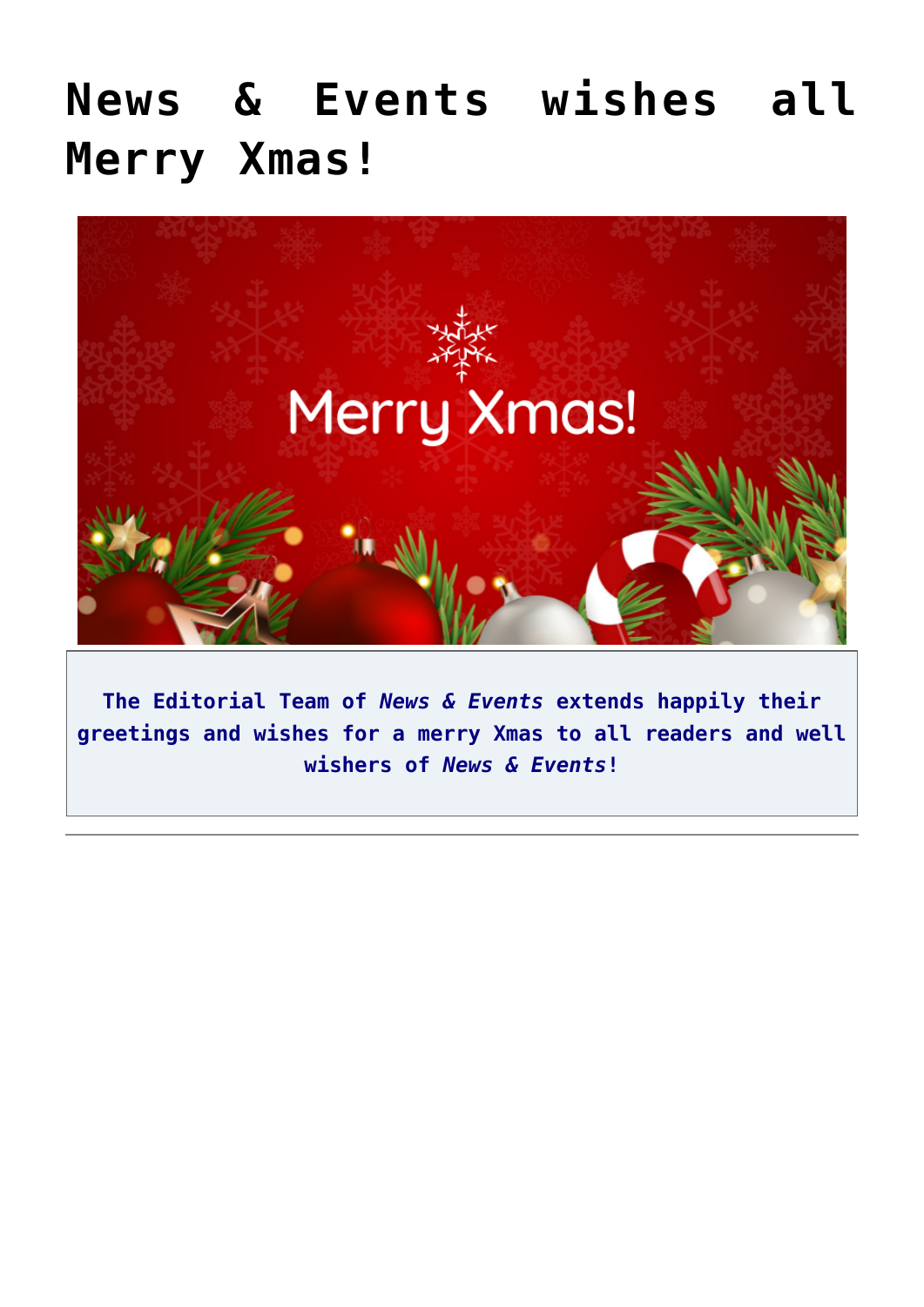# News & Events wishes all Merry Xmas!

**The Editorial Team of *News & Events* extends happily their greetings and wishes for a merry Xmas to all readers and well wishers of *News & Events*!**

---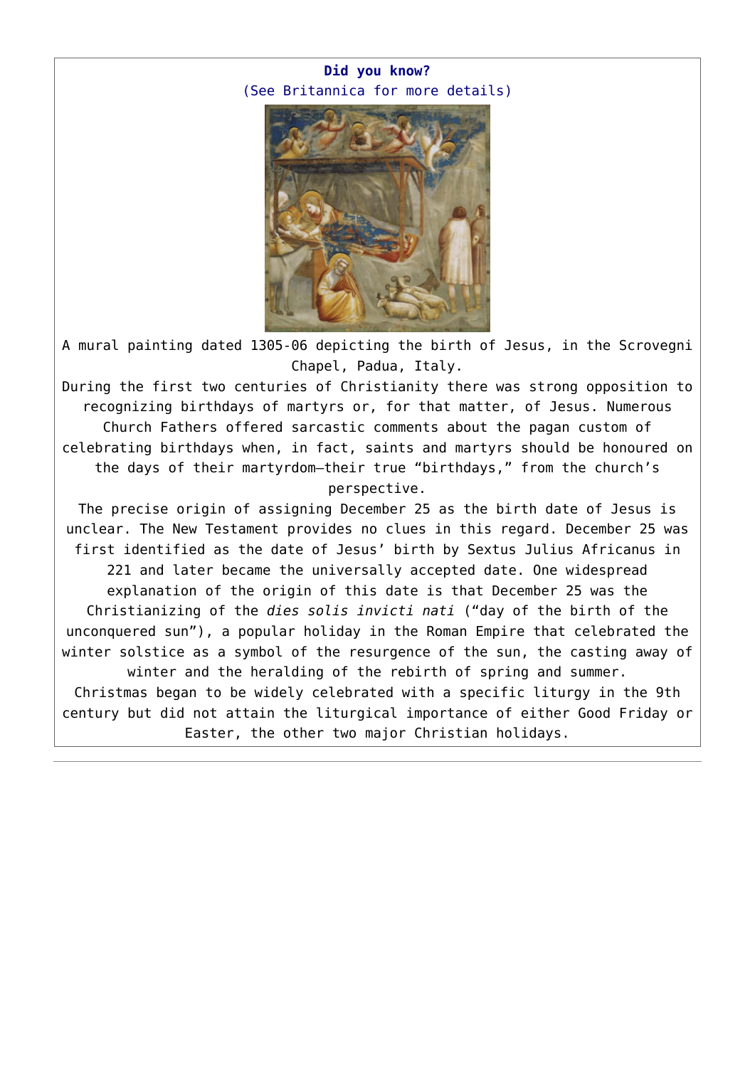**Did you know?**
(See Britannica for more details)

A mural painting dated 1305-06 depicting the birth of Jesus, in the Scrovegni Chapel, Padua, Italy.

During the first two centuries of Christianity there was strong opposition to recognizing birthdays of martyrs or, for that matter, of Jesus. Numerous Church Fathers offered sarcastic comments about the pagan custom of celebrating birthdays when, in fact, saints and martyrs should be honoured on the days of their martyrdom—their true “birthdays,” from the church’s perspective.

The precise origin of assigning December 25 as the birth date of Jesus is unclear. The New Testament provides no clues in this regard. December 25 was first identified as the date of Jesus’ birth by Sextus Julius Africanus in 221 and later became the universally accepted date. One widespread explanation of the origin of this date is that December 25 was the Christianizing of the *dies solis invicti nati* (“day of the birth of the unconquered sun”), a popular holiday in the Roman Empire that celebrated the winter solstice as a symbol of the resurgence of the sun, the casting away of winter and the heralding of the rebirth of spring and summer.

Christmas began to be widely celebrated with a specific liturgy in the 9th century but did not attain the liturgical importance of either Good Friday or Easter, the other two major Christian holidays.